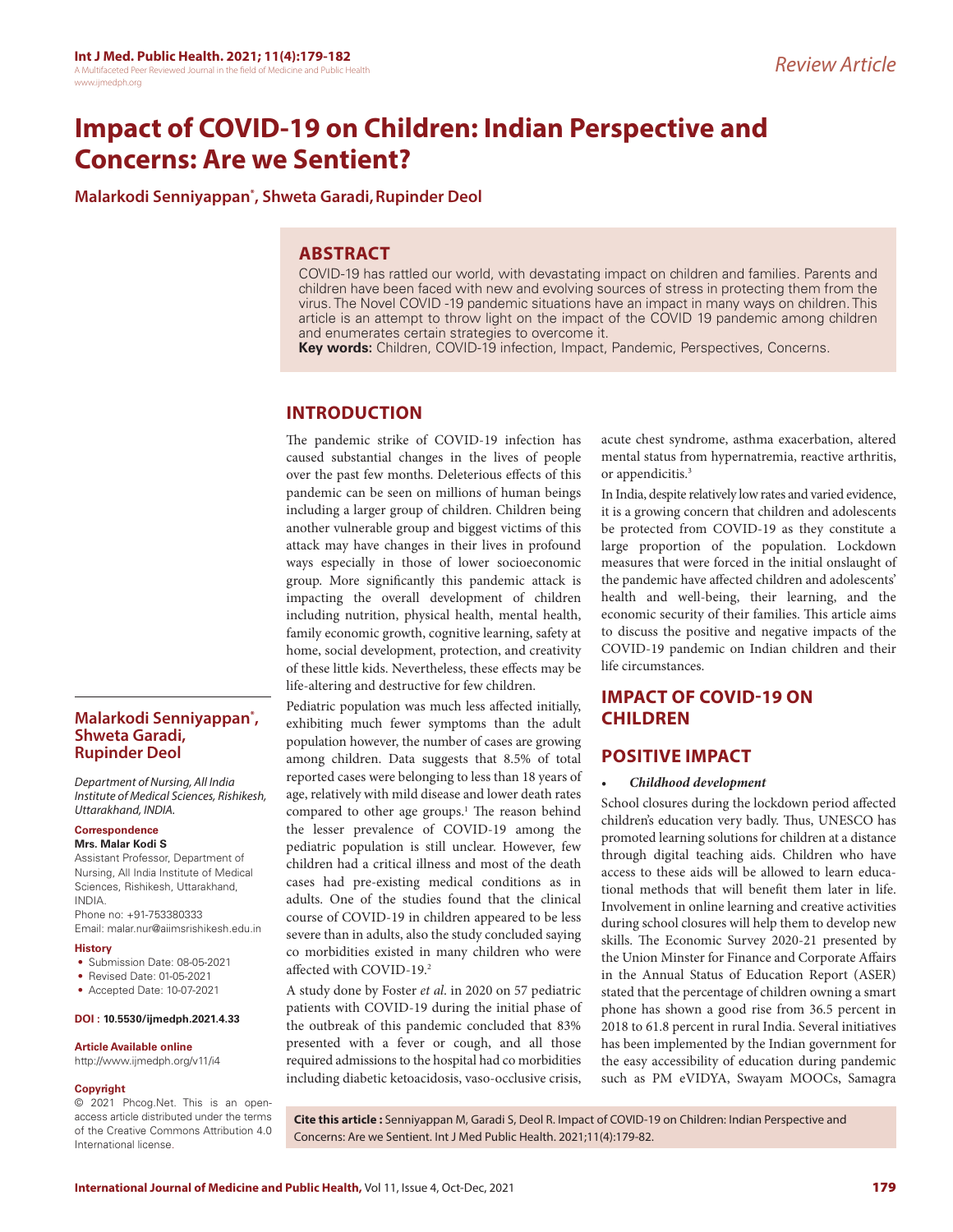Review Article

# Impact of COVID-19 on Children: Indian Perspective and Concerns: Are we Sentient?

**Malarkodi Senniyappan*, Shweta Garadi, Rupinder Deol**

## ABSTRACT

COVID-19 has rattled our world, with devastating impact on children and families. Parents and children have been faced with new and evolving sources of stress in protecting them from the virus. The Novel COVID -19 pandemic situations have an impact in many ways on children. This article is an attempt to throw light on the impact of the COVID 19 pandemic among children and enumerates certain strategies to overcome it.

**Key words:** Children, COVID-19 infection, Impact, Pandemic, Perspectives, Concerns.

**Malarkodi Senniyappan*, Shweta Garadi, Rupinder Deol**

*Department of Nursing, All India Institute of Medical Sciences, Rishikesh, Uttarakhand, INDIA.*

**Correspondence**

**Mrs. Malar Kodi S**

Assistant Professor, Department of Nursing, All India Institute of Medical Sciences, Rishikesh, Uttarakhand, INDIA.

Phone no: +91-753380333

Email: malar.nur@aiimsrishikesh.edu.in

**History**

- Submission Date: 08-05-2021
- Revised Date: 01-05-2021
- Accepted Date: 10-07-2021

**DOI : 10.5530/ijmedph.2021.4.33**

**Article Available online**

http://www.ijmedph.org/v11/i4

**Copyright**

© 2021 Phcog.Net. This is an open-access article distributed under the terms of the Creative Commons Attribution 4.0 International license.

## INTRODUCTION

The pandemic strike of COVID-19 infection has caused substantial changes in the lives of people over the past few months. Deleterious effects of this pandemic can be seen on millions of human beings including a larger group of children. Children being another vulnerable group and biggest victims of this attack may have changes in their lives in profound ways especially in those of lower socioeconomic group. More significantly this pandemic attack is impacting the overall development of children including nutrition, physical health, mental health, family economic growth, cognitive learning, safety at home, social development, protection, and creativity of these little kids. Nevertheless, these effects may be life-altering and destructive for few children.

Pediatric population was much less affected initially, exhibiting much fewer symptoms than the adult population however, the number of cases are growing among children. Data suggests that 8.5% of total reported cases were belonging to less than 18 years of age, relatively with mild disease and lower death rates compared to other age groups.[1] The reason behind the lesser prevalence of COVID-19 among the pediatric population is still unclear. However, few children had a critical illness and most of the death cases had pre-existing medical conditions as in adults. One of the studies found that the clinical course of COVID-19 in children appeared to be less severe than in adults, also the study concluded saying co morbidities existed in many children who were affected with COVID-19.[2]

A study done by Foster *et al*. in 2020 on 57 pediatric patients with COVID-19 during the initial phase of the outbreak of this pandemic concluded that 83% presented with a fever or cough, and all those required admissions to the hospital had co morbidities including diabetic ketoacidosis, vaso-occlusive crisis, acute chest syndrome, asthma exacerbation, altered mental status from hypernatremia, reactive arthritis, or appendicitis.[3]

In India, despite relatively low rates and varied evidence, it is a growing concern that children and adolescents be protected from COVID-19 as they constitute a large proportion of the population. Lockdown measures that were forced in the initial onslaught of the pandemic have affected children and adolescents' health and well-being, their learning, and the economic security of their families. This article aims to discuss the positive and negative impacts of the COVID-19 pandemic on Indian children and their life circumstances.

## IMPACT OF COVID-19 ON CHILDREN

## POSITIVE IMPACT

- ***Childhood development***

School closures during the lockdown period affected children's education very badly. Thus, UNESCO has promoted learning solutions for children at a distance through digital teaching aids. Children who have access to these aids will be allowed to learn educational methods that will benefit them later in life. Involvement in online learning and creative activities during school closures will help them to develop new skills. The Economic Survey 2020-21 presented by the Union Minster for Finance and Corporate Affairs in the Annual Status of Education Report (ASER) stated that the percentage of children owning a smart phone has shown a good rise from 36.5 percent in 2018 to 61.8 percent in rural India. Several initiatives has been implemented by the Indian government for the easy accessibility of education during pandemic such as PM eVIDYA, Swayam MOOCs, Samagra

**Cite this article :** Senniyappan M, Garadi S, Deol R. Impact of COVID-19 on Children: Indian Perspective and Concerns: Are we Sentient. Int J Med Public Health. 2021;11(4):179-82.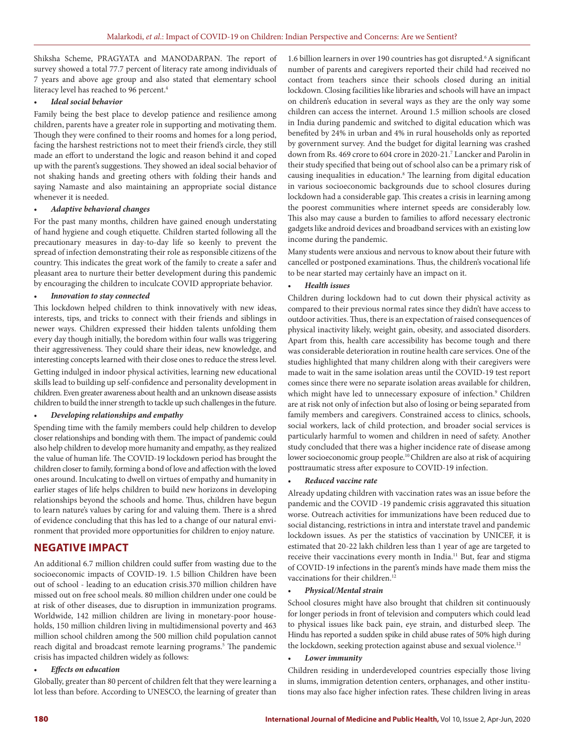Shiksha Scheme, PRAGYATA and MANODARPAN. The report of survey showed a total 77.7 percent of literacy rate among individuals of 7 years and above age group and also stated that elementary school literacy level has reached to 96 percent.[4]

- ***Ideal social behavior***

Family being the best place to develop patience and resilience among children, parents have a greater role in supporting and motivating them. Though they were confined to their rooms and homes for a long period, facing the harshest restrictions not to meet their friend's circle, they still made an effort to understand the logic and reason behind it and coped up with the parent's suggestions. They showed an ideal social behavior of not shaking hands and greeting others with folding their hands and saying Namaste and also maintaining an appropriate social distance whenever it is needed.

- ***Adaptive behavioral changes***

For the past many months, children have gained enough understating of hand hygiene and cough etiquette. Children started following all the precautionary measures in day-to-day life so keenly to prevent the spread of infection demonstrating their role as responsible citizens of the country. This indicates the great work of the family to create a safer and pleasant area to nurture their better development during this pandemic by encouraging the children to inculcate COVID appropriate behavior.

- ***Innovation to stay connected***

This lockdown helped children to think innovatively with new ideas, interests, tips, and tricks to connect with their friends and siblings in newer ways. Children expressed their hidden talents unfolding them every day though initially, the boredom within four walls was triggering their aggressiveness. They could share their ideas, new knowledge, and interesting concepts learned with their close ones to reduce the stress level.

Getting indulged in indoor physical activities, learning new educational skills lead to building up self-confidence and personality development in children. Even greater awareness about health and an unknown disease assists children to build the inner strength to tackle up such challenges in the future.

- ***Developing relationships and empathy***

Spending time with the family members could help children to develop closer relationships and bonding with them. The impact of pandemic could also help children to develop more humanity and empathy, as they realized the value of human life. The COVID-19 lockdown period has brought the children closer to family, forming a bond of love and affection with the loved ones around. Inculcating to dwell on virtues of empathy and humanity in earlier stages of life helps children to build new horizons in developing relationships beyond the schools and home. Thus, children have begun to learn nature's values by caring for and valuing them. There is a shred of evidence concluding that this has led to a change of our natural environment that provided more opportunities for children to enjoy nature.

## NEGATIVE IMPACT

An additional 6.7 million children could suffer from wasting due to the socioeconomic impacts of COVID-19. 1.5 billion Children have been out of school - leading to an education crisis.370 million children have missed out on free school meals. 80 million children under one could be at risk of other diseases, due to disruption in immunization programs. Worldwide, 142 million children are living in monetary-poor households, 150 million children living in multidimensional poverty and 463 million school children among the 500 million child population cannot reach digital and broadcast remote learning programs.[5] The pandemic crisis has impacted children widely as follows:

- ***Effects on education***

Globally, greater than 80 percent of children felt that they were learning a lot less than before. According to UNESCO, the learning of greater than 1.6 billion learners in over 190 countries has got disrupted.[6] A significant number of parents and caregivers reported their child had received no contact from teachers since their schools closed during an initial lockdown. Closing facilities like libraries and schools will have an impact on children's education in several ways as they are the only way some children can access the internet. Around 1.5 million schools are closed in India during pandemic and switched to digital education which was benefited by 24% in urban and 4% in rural households only as reported by government survey. And the budget for digital learning was crashed down from Rs. 469 crore to 604 crore in 2020-21.[7] Lancker and Parolin in their study specified that being out of school also can be a primary risk of causing inequalities in education.[8] The learning from digital education in various socioeconomic backgrounds due to school closures during lockdown had a considerable gap. This creates a crisis in learning among the poorest communities where internet speeds are considerably low. This also may cause a burden to families to afford necessary electronic gadgets like android devices and broadband services with an existing low income during the pandemic.

Many students were anxious and nervous to know about their future with cancelled or postponed examinations. Thus, the children's vocational life to be near started may certainly have an impact on it.

- ***Health issues***

Children during lockdown had to cut down their physical activity as compared to their previous normal rates since they didn't have access to outdoor activities. Thus, there is an expectation of raised consequences of physical inactivity likely, weight gain, obesity, and associated disorders. Apart from this, health care accessibility has become tough and there was considerable deterioration in routine health care services. One of the studies highlighted that many children along with their caregivers were made to wait in the same isolation areas until the COVID-19 test report comes since there were no separate isolation areas available for children, which might have led to unnecessary exposure of infection.[9] Children are at risk not only of infection but also of losing or being separated from family members and caregivers. Constrained access to clinics, schools, social workers, lack of child protection, and broader social services is particularly harmful to women and children in need of safety. Another study concluded that there was a higher incidence rate of disease among lower socioeconomic group people.[10] Children are also at risk of acquiring posttraumatic stress after exposure to COVID-19 infection.

- ***Reduced vaccine rate***

Already updating children with vaccination rates was an issue before the pandemic and the COVID -19 pandemic crisis aggravated this situation worse. Outreach activities for immunizations have been reduced due to social distancing, restrictions in intra and interstate travel and pandemic lockdown issues. As per the statistics of vaccination by UNICEF, it is estimated that 20-22 lakh children less than 1 year of age are targeted to receive their vaccinations every month in India.[11] But, fear and stigma of COVID-19 infections in the parent's minds have made them miss the vaccinations for their children.[12]

- ***Physical/Mental strain***

School closures might have also brought that children sit continuously for longer periods in front of television and computers which could lead to physical issues like back pain, eye strain, and disturbed sleep. The Hindu has reported a sudden spike in child abuse rates of 50% high during the lockdown, seeking protection against abuse and sexual violence.[12]

- ***Lower immunity***

Children residing in underdeveloped countries especially those living in slums, immigration detention centers, orphanages, and other institutions may also face higher infection rates. These children living in areas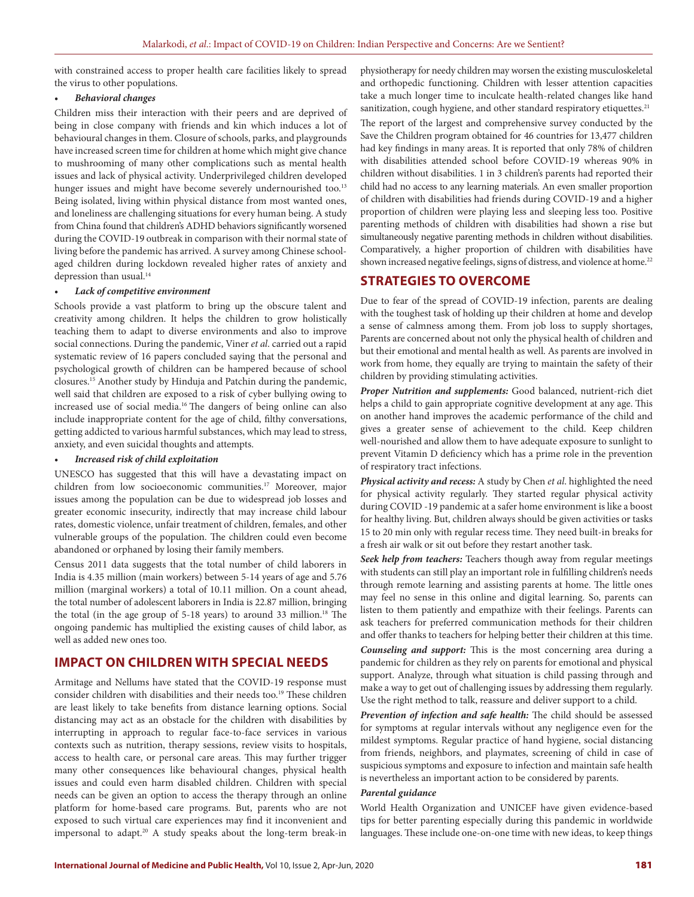with constrained access to proper health care facilities likely to spread the virus to other populations.

- ***Behavioral changes***

Children miss their interaction with their peers and are deprived of being in close company with friends and kin which induces a lot of behavioural changes in them. Closure of schools, parks, and playgrounds have increased screen time for children at home which might give chance to mushrooming of many other complications such as mental health issues and lack of physical activity. Underprivileged children developed hunger issues and might have become severely undernourished too.[13] Being isolated, living within physical distance from most wanted ones, and loneliness are challenging situations for every human being. A study from China found that children's ADHD behaviors significantly worsened during the COVID-19 outbreak in comparison with their normal state of living before the pandemic has arrived. A survey among Chinese school-aged children during lockdown revealed higher rates of anxiety and depression than usual.[14]

- ***Lack of competitive environment***

Schools provide a vast platform to bring up the obscure talent and creativity among children. It helps the children to grow holistically teaching them to adapt to diverse environments and also to improve social connections. During the pandemic, Viner *et al*. carried out a rapid systematic review of 16 papers concluded saying that the personal and psychological growth of children can be hampered because of school closures.[15] Another study by Hinduja and Patchin during the pandemic, well said that children are exposed to a risk of cyber bullying owing to increased use of social media.[16] The dangers of being online can also include inappropriate content for the age of child, filthy conversations, getting addicted to various harmful substances, which may lead to stress, anxiety, and even suicidal thoughts and attempts.

- ***Increased risk of child exploitation***

UNESCO has suggested that this will have a devastating impact on children from low socioeconomic communities.[17] Moreover, major issues among the population can be due to widespread job losses and greater economic insecurity, indirectly that may increase child labour rates, domestic violence, unfair treatment of children, females, and other vulnerable groups of the population. The children could even become abandoned or orphaned by losing their family members.

Census 2011 data suggests that the total number of child laborers in India is 4.35 million (main workers) between 5-14 years of age and 5.76 million (marginal workers) a total of 10.11 million. On a count ahead, the total number of adolescent laborers in India is 22.87 million, bringing the total (in the age group of 5-18 years) to around 33 million.[18] The ongoing pandemic has multiplied the existing causes of child labor, as well as added new ones too.

## IMPACT ON CHILDREN WITH SPECIAL NEEDS

Armitage and Nellums have stated that the COVID-19 response must consider children with disabilities and their needs too.[19] These children are least likely to take benefits from distance learning options. Social distancing may act as an obstacle for the children with disabilities by interrupting in approach to regular face-to-face services in various contexts such as nutrition, therapy sessions, review visits to hospitals, access to health care, or personal care areas. This may further trigger many other consequences like behavioural changes, physical health issues and could even harm disabled children. Children with special needs can be given an option to access the therapy through an online platform for home-based care programs. But, parents who are not exposed to such virtual care experiences may find it inconvenient and impersonal to adapt.[20] A study speaks about the long-term break-in physiotherapy for needy children may worsen the existing musculoskeletal and orthopedic functioning. Children with lesser attention capacities take a much longer time to inculcate health-related changes like hand sanitization, cough hygiene, and other standard respiratory etiquettes.[21]

The report of the largest and comprehensive survey conducted by the Save the Children program obtained for 46 countries for 13,477 children had key findings in many areas. It is reported that only 78% of children with disabilities attended school before COVID-19 whereas 90% in children without disabilities. 1 in 3 children's parents had reported their child had no access to any learning materials. An even smaller proportion of children with disabilities had friends during COVID-19 and a higher proportion of children were playing less and sleeping less too. Positive parenting methods of children with disabilities had shown a rise but simultaneously negative parenting methods in children without disabilities. Comparatively, a higher proportion of children with disabilities have shown increased negative feelings, signs of distress, and violence at home.[22]

## STRATEGIES TO OVERCOME

Due to fear of the spread of COVID-19 infection, parents are dealing with the toughest task of holding up their children at home and develop a sense of calmness among them. From job loss to supply shortages, Parents are concerned about not only the physical health of children and but their emotional and mental health as well. As parents are involved in work from home, they equally are trying to maintain the safety of their children by providing stimulating activities.

***Proper Nutrition and supplements:*** Good balanced, nutrient-rich diet helps a child to gain appropriate cognitive development at any age. This on another hand improves the academic performance of the child and gives a greater sense of achievement to the child. Keep children well-nourished and allow them to have adequate exposure to sunlight to prevent Vitamin D deficiency which has a prime role in the prevention of respiratory tract infections.

***Physical activity and recess:*** A study by Chen *et al*. highlighted the need for physical activity regularly. They started regular physical activity during COVID -19 pandemic at a safer home environment is like a boost for healthy living. But, children always should be given activities or tasks 15 to 20 min only with regular recess time. They need built-in breaks for a fresh air walk or sit out before they restart another task.

***Seek help from teachers:*** Teachers though away from regular meetings with students can still play an important role in fulfilling children's needs through remote learning and assisting parents at home. The little ones may feel no sense in this online and digital learning. So, parents can listen to them patiently and empathize with their feelings. Parents can ask teachers for preferred communication methods for their children and offer thanks to teachers for helping better their children at this time.

***Counseling and support:*** This is the most concerning area during a pandemic for children as they rely on parents for emotional and physical support. Analyze, through what situation is child passing through and make a way to get out of challenging issues by addressing them regularly. Use the right method to talk, reassure and deliver support to a child.

***Prevention of infection and safe health:*** The child should be assessed for symptoms at regular intervals without any negligence even for the mildest symptoms. Regular practice of hand hygiene, social distancing from friends, neighbors, and playmates, screening of child in case of suspicious symptoms and exposure to infection and maintain safe health is nevertheless an important action to be considered by parents.

***Parental guidance***

World Health Organization and UNICEF have given evidence-based tips for better parenting especially during this pandemic in worldwide languages. These include one-on-one time with new ideas, to keep things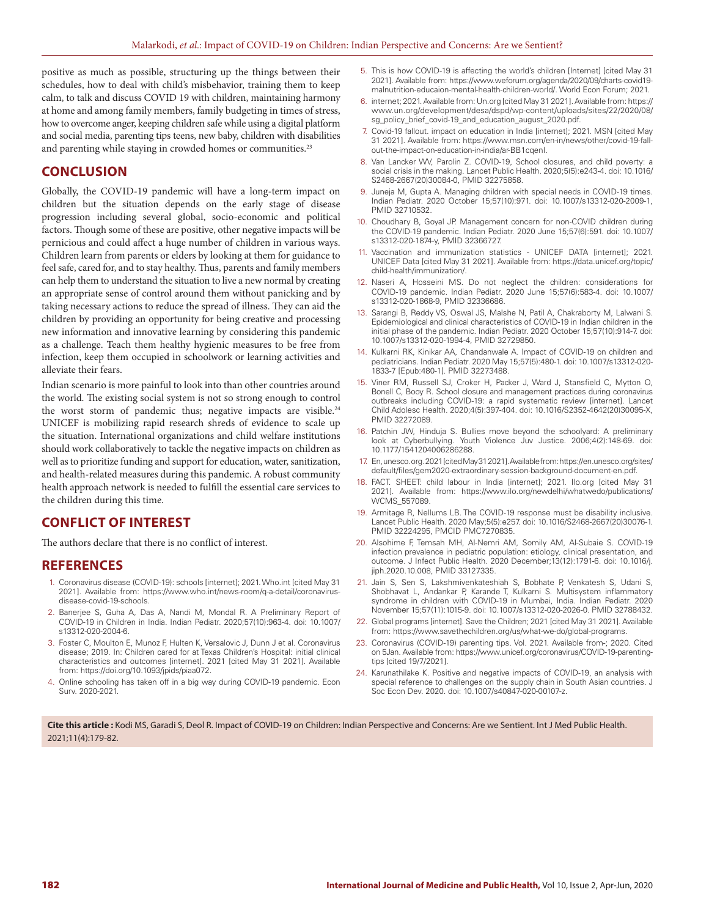positive as much as possible, structuring up the things between their schedules, how to deal with child's misbehavior, training them to keep calm, to talk and discuss COVID 19 with children, maintaining harmony at home and among family members, family budgeting in times of stress, how to overcome anger, keeping children safe while using a digital platform and social media, parenting tips teens, new baby, children with disabilities and parenting while staying in crowded homes or communities.[23]

## CONCLUSION

Globally, the COVID-19 pandemic will have a long-term impact on children but the situation depends on the early stage of disease progression including several global, socio-economic and political factors. Though some of these are positive, other negative impacts will be pernicious and could affect a huge number of children in various ways. Children learn from parents or elders by looking at them for guidance to feel safe, cared for, and to stay healthy. Thus, parents and family members can help them to understand the situation to live a new normal by creating an appropriate sense of control around them without panicking and by taking necessary actions to reduce the spread of illness. They can aid the children by providing an opportunity for being creative and processing new information and innovative learning by considering this pandemic as a challenge. Teach them healthy hygienic measures to be free from infection, keep them occupied in schoolwork or learning activities and alleviate their fears.

Indian scenario is more painful to look into than other countries around the world. The existing social system is not so strong enough to control the worst storm of pandemic thus; negative impacts are visible.[24] UNICEF is mobilizing rapid research shreds of evidence to scale up the situation. International organizations and child welfare institutions should work collaboratively to tackle the negative impacts on children as well as to prioritize funding and support for education, water, sanitization, and health-related measures during this pandemic. A robust community health approach network is needed to fulfill the essential care services to the children during this time.

## CONFLICT OF INTEREST

The authors declare that there is no conflict of interest.

## REFERENCES

1. Coronavirus disease (COVID-19): schools [internet]; 2021. Who.int [cited May 31 2021]. Available from: https://www.who.int/news-room/q-a-detail/coronavirus-disease-covid-19-schools.
2. Banerjee S, Guha A, Das A, Nandi M, Mondal R. A Preliminary Report of COVID-19 in Children in India. Indian Pediatr. 2020;57(10):963-4. doi: 10.1007/s13312-020-2004-6.
3. Foster C, Moulton E, Munoz F, Hulten K, Versalovic J, Dunn J et al. Coronavirus disease; 2019. In: Children cared for at Texas Children's Hospital: initial clinical characteristics and outcomes [internet]. 2021 [cited May 31 2021]. Available from: https://doi.org/10.1093/jpids/piaa072.
4. Online schooling has taken off in a big way during COVID-19 pandemic. Econ Surv. 2020-2021.
5. This is how COVID-19 is affecting the world's children [Internet] [cited May 31 2021]. Available from: https://www.weforum.org/agenda/2020/09/charts-covid19-malnutrition-educaion-mental-health-children-world/. World Econ Forum; 2021.
6. internet; 2021. Available from: Un.org [cited May 31 2021]. Available from: https://www.un.org/development/desa/dspd/wp-content/uploads/sites/22/2020/08/sg_policy_brief_covid-19_and_education_august_2020.pdf.
7. Covid-19 fallout. impact on education in India [internet]; 2021. MSN [cited May 31 2021]. Available from: https://www.msn.com/en-in/news/other/covid-19-fall-out-the-impact-on-education-in-india/ar-BB1cqenl.
8. Van Lancker WV, Parolin Z. COVID-19, School closures, and child poverty: a social crisis in the making. Lancet Public Health. 2020;5(5):e243-4. doi: 10.1016/S2468-2667(20)30084-0, PMID 32275858.
9. Juneja M, Gupta A. Managing children with special needs in COVID-19 times. Indian Pediatr. 2020 October 15;57(10):971. doi: 10.1007/s13312-020-2009-1, PMID 32710532.
10. Choudhary B, Goyal JP. Management concern for non-COVID children during the COVID-19 pandemic. Indian Pediatr. 2020 June 15;57(6):591. doi: 10.1007/s13312-020-1874-y, PMID 32366727.
11. Vaccination and immunization statistics - UNICEF DATA [internet]; 2021. UNICEF Data [cited May 31 2021]. Available from: https://data.unicef.org/topic/child-health/immunization/.
12. Naseri A, Hosseini MS. Do not neglect the children: considerations for COVID-19 pandemic. Indian Pediatr. 2020 June 15;57(6):583-4. doi: 10.1007/s13312-020-1868-9, PMID 32336686.
13. Sarangi B, Reddy VS, Oswal JS, Malshe N, Patil A, Chakraborty M, Lalwani S. Epidemiological and clinical characteristics of COVID-19 in Indian children in the initial phase of the pandemic. Indian Pediatr. 2020 October 15;57(10):914-7. doi: 10.1007/s13312-020-1994-4, PMID 32729850.
14. Kulkarni RK, Kinikar AA, Chandanwale A. Impact of COVID-19 on children and pediatricians. Indian Pediatr. 2020 May 15;57(5):480-1. doi: 10.1007/s13312-020-1833-7 [Epub:480-1]. PMID 32273488.
15. Viner RM, Russell SJ, Croker H, Packer J, Ward J, Stansfield C, Mytton O, Bonell C, Booy R. School closure and management practices during coronavirus outbreaks including COVID-19: a rapid systematic review [internet]. Lancet Child Adolesc Health. 2020;4(5):397-404. doi: 10.1016/S2352-4642(20)30095-X, PMID 32272089.
16. Patchin JW, Hinduja S. Bullies move beyond the schoolyard: A preliminary look at Cyberbullying. Youth Violence Juv Justice. 2006;4(2):148-69. doi: 10.1177/1541204006286288.
17. En.unesco.org. 2021 [cited May 31 2021]. Available from: https://en.unesco.org/sites/default/files/gem2020-extraordinary-session-background-document-en.pdf.
18. FACT. SHEET: child labour in India [internet]; 2021. Ilo.org [cited May 31 2021]. Available from: https://www.ilo.org/newdelhi/whatwedo/publications/WCMS_557089.
19. Armitage R, Nellums LB. The COVID-19 response must be disability inclusive. Lancet Public Health. 2020 May;5(5):e257. doi: 10.1016/S2468-2667(20)30076-1. PMID 32224295, PMCID PMC7270835.
20. Alsohime F, Temsah MH, Al-Nemri AM, Somily AM, Al-Subaie S. COVID-19 infection prevalence in pediatric population: etiology, clinical presentation, and outcome. J Infect Public Health. 2020 December;13(12):1791-6. doi: 10.1016/j.jiph.2020.10.008, PMID 33127335.
21. Jain S, Sen S, Lakshmivenkateshiah S, Bobhate P, Venkatesh S, Udani S, Shobhavat L, Andankar P, Karande T, Kulkarni S. Multisystem inflammatory syndrome in children with COVID-19 in Mumbai, India. Indian Pediatr. 2020 November 15;57(11):1015-9. doi: 10.1007/s13312-020-2026-0. PMID 32788432.
22. Global programs [internet]. Save the Children; 2021 [cited May 31 2021]. Available from: https://www.savethechildren.org/us/what-we-do/global-programs.
23. Coronavirus (COVID-19) parenting tips. Vol. 2021. Available from-; 2020. Cited on 5Jan. Available from: https://www.unicef.org/coronavirus/COVID-19-parenting-tips [cited 19/7/2021].
24. Karunathilake K. Positive and negative impacts of COVID-19, an analysis with special reference to challenges on the supply chain in South Asian countries. J Soc Econ Dev. 2020. doi: 10.1007/s40847-020-00107-z.

**Cite this article :** Kodi MS, Garadi S, Deol R. Impact of COVID-19 on Children: Indian Perspective and Concerns: Are we Sentient. Int J Med Public Health. 2021;11(4):179-82.